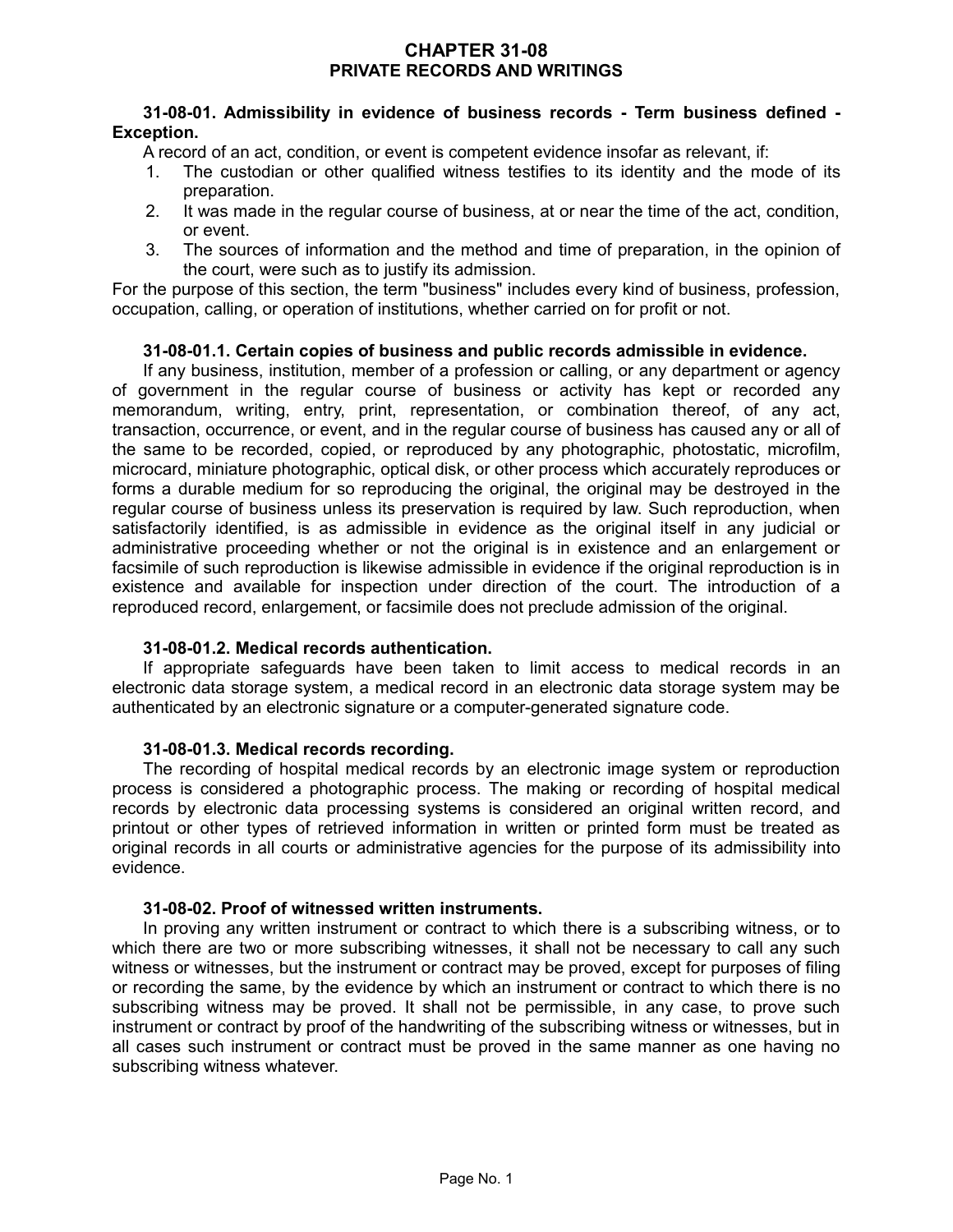# CHAPTER 31-08
## PRIVATE RECORDS AND WRITINGS

**31-08-01. Admissibility in evidence of business records - Term business defined - Exception.**

A record of an act, condition, or event is competent evidence insofar as relevant, if:

1. The custodian or other qualified witness testifies to its identity and the mode of its preparation.
2. It was made in the regular course of business, at or near the time of the act, condition, or event.
3. The sources of information and the method and time of preparation, in the opinion of the court, were such as to justify its admission.

For the purpose of this section, the term "business" includes every kind of business, profession, occupation, calling, or operation of institutions, whether carried on for profit or not.

**31-08-01.1. Certain copies of business and public records admissible in evidence.**

If any business, institution, member of a profession or calling, or any department or agency of government in the regular course of business or activity has kept or recorded any memorandum, writing, entry, print, representation, or combination thereof, of any act, transaction, occurrence, or event, and in the regular course of business has caused any or all of the same to be recorded, copied, or reproduced by any photographic, photostatic, microfilm, microcard, miniature photographic, optical disk, or other process which accurately reproduces or forms a durable medium for so reproducing the original, the original may be destroyed in the regular course of business unless its preservation is required by law. Such reproduction, when satisfactorily identified, is as admissible in evidence as the original itself in any judicial or administrative proceeding whether or not the original is in existence and an enlargement or facsimile of such reproduction is likewise admissible in evidence if the original reproduction is in existence and available for inspection under direction of the court. The introduction of a reproduced record, enlargement, or facsimile does not preclude admission of the original.

**31-08-01.2. Medical records authentication.**

If appropriate safeguards have been taken to limit access to medical records in an electronic data storage system, a medical record in an electronic data storage system may be authenticated by an electronic signature or a computer-generated signature code.

**31-08-01.3. Medical records recording.**

The recording of hospital medical records by an electronic image system or reproduction process is considered a photographic process. The making or recording of hospital medical records by electronic data processing systems is considered an original written record, and printout or other types of retrieved information in written or printed form must be treated as original records in all courts or administrative agencies for the purpose of its admissibility into evidence.

**31-08-02. Proof of witnessed written instruments.**

In proving any written instrument or contract to which there is a subscribing witness, or to which there are two or more subscribing witnesses, it shall not be necessary to call any such witness or witnesses, but the instrument or contract may be proved, except for purposes of filing or recording the same, by the evidence by which an instrument or contract to which there is no subscribing witness may be proved. It shall not be permissible, in any case, to prove such instrument or contract by proof of the handwriting of the subscribing witness or witnesses, but in all cases such instrument or contract must be proved in the same manner as one having no subscribing witness whatever.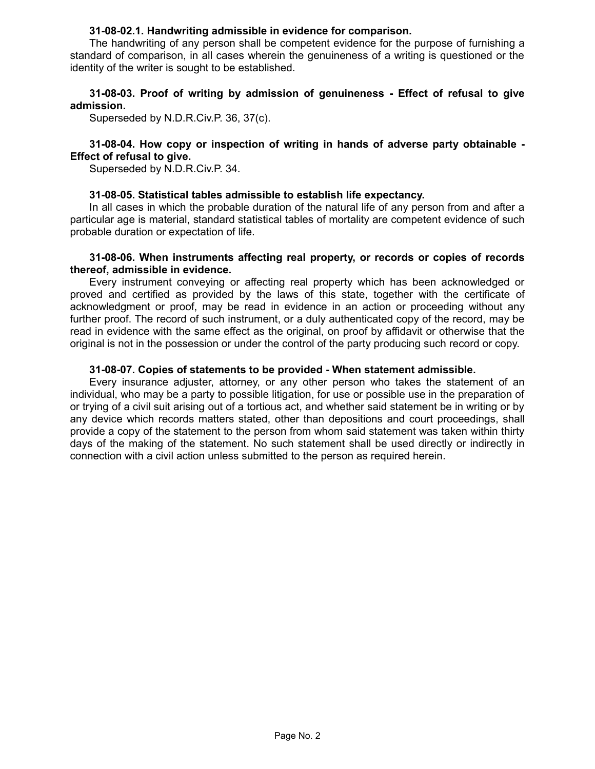**31-08-02.1. Handwriting admissible in evidence for comparison.**

The handwriting of any person shall be competent evidence for the purpose of furnishing a standard of comparison, in all cases wherein the genuineness of a writing is questioned or the identity of the writer is sought to be established.

**31-08-03. Proof of writing by admission of genuineness - Effect of refusal to give admission.**

Superseded by N.D.R.Civ.P. 36, 37(c).

**31-08-04. How copy or inspection of writing in hands of adverse party obtainable - Effect of refusal to give.**

Superseded by N.D.R.Civ.P. 34.

**31-08-05. Statistical tables admissible to establish life expectancy.**

In all cases in which the probable duration of the natural life of any person from and after a particular age is material, standard statistical tables of mortality are competent evidence of such probable duration or expectation of life.

**31-08-06. When instruments affecting real property, or records or copies of records thereof, admissible in evidence.**

Every instrument conveying or affecting real property which has been acknowledged or proved and certified as provided by the laws of this state, together with the certificate of acknowledgment or proof, may be read in evidence in an action or proceeding without any further proof. The record of such instrument, or a duly authenticated copy of the record, may be read in evidence with the same effect as the original, on proof by affidavit or otherwise that the original is not in the possession or under the control of the party producing such record or copy.

**31-08-07. Copies of statements to be provided - When statement admissible.**

Every insurance adjuster, attorney, or any other person who takes the statement of an individual, who may be a party to possible litigation, for use or possible use in the preparation of or trying of a civil suit arising out of a tortious act, and whether said statement be in writing or by any device which records matters stated, other than depositions and court proceedings, shall provide a copy of the statement to the person from whom said statement was taken within thirty days of the making of the statement. No such statement shall be used directly or indirectly in connection with a civil action unless submitted to the person as required herein.